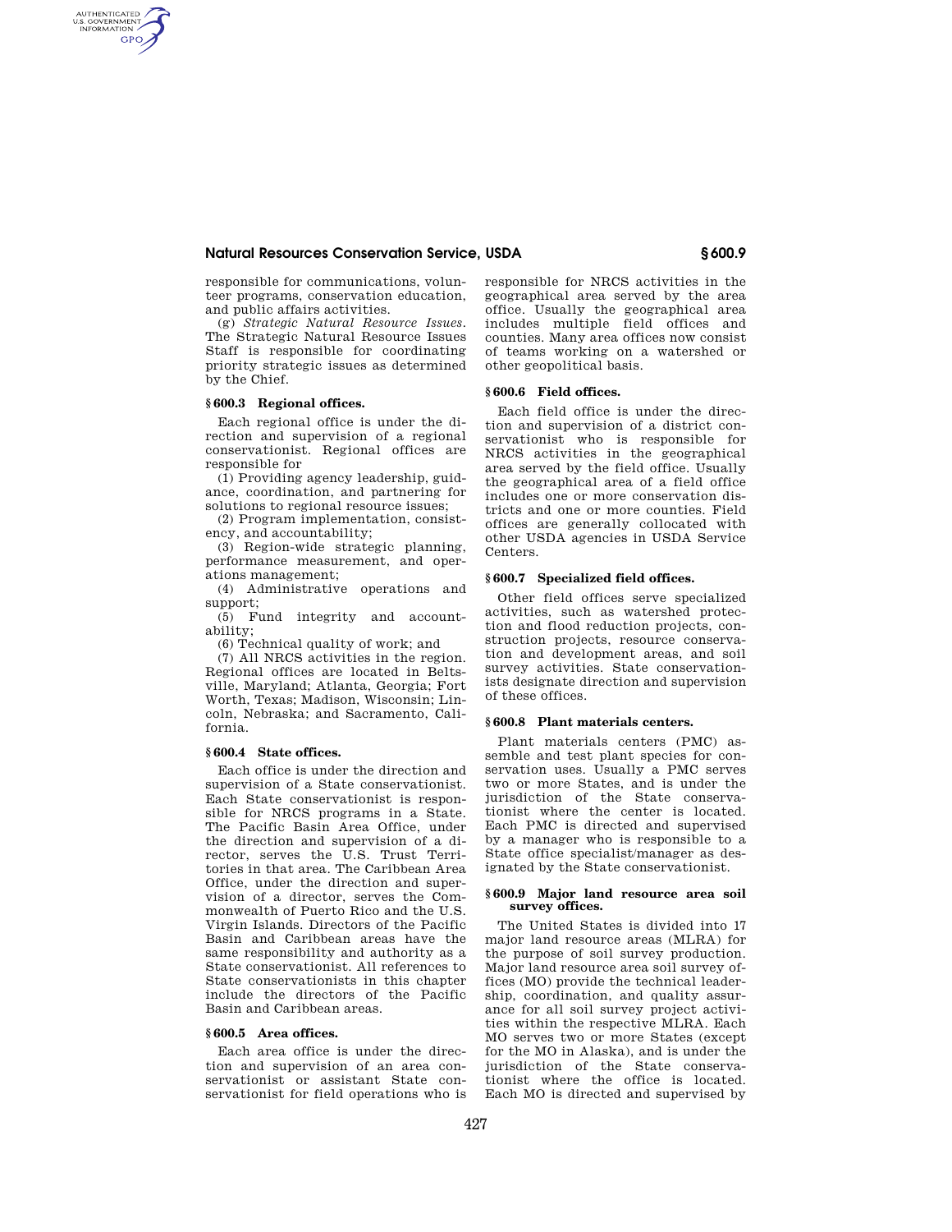responsible for communications, volunteer programs, conservation education, and public affairs activities.

(g) *Strategic Natural Resource Issues*. The Strategic Natural Resource Issues Staff is responsible for coordinating priority strategic issues as determined by the Chief.

### § 600.3 Regional offices.

Each regional office is under the direction and supervision of a regional conservationist. Regional offices are responsible for

(1) Providing agency leadership, guidance, coordination, and partnering for solutions to regional resource issues;

(2) Program implementation, consistency, and accountability;

(3) Region-wide strategic planning, performance measurement, and operations management;

(4) Administrative operations and support;

(5) Fund integrity and accountability;

(6) Technical quality of work; and

(7) All NRCS activities in the region. Regional offices are located in Beltsville, Maryland; Atlanta, Georgia; Fort Worth, Texas; Madison, Wisconsin; Lincoln, Nebraska; and Sacramento, California.

### § 600.4 State offices.

Each office is under the direction and supervision of a State conservationist. Each State conservationist is responsible for NRCS programs in a State. The Pacific Basin Area Office, under the direction and supervision of a director, serves the U.S. Trust Territories in that area. The Caribbean Area Office, under the direction and supervision of a director, serves the Commonwealth of Puerto Rico and the U.S. Virgin Islands. Directors of the Pacific Basin and Caribbean areas have the same responsibility and authority as a State conservationist. All references to State conservationists in this chapter include the directors of the Pacific Basin and Caribbean areas.

### § 600.5 Area offices.

Each area office is under the direction and supervision of an area conservationist or assistant State conservationist for field operations who is responsible for NRCS activities in the geographical area served by the area office. Usually the geographical area includes multiple field offices and counties. Many area offices now consist of teams working on a watershed or other geopolitical basis.

### § 600.6 Field offices.

Each field office is under the direction and supervision of a district conservationist who is responsible for NRCS activities in the geographical area served by the field office. Usually the geographical area of a field office includes one or more conservation districts and one or more counties. Field offices are generally collocated with other USDA agencies in USDA Service Centers.

### § 600.7 Specialized field offices.

Other field offices serve specialized activities, such as watershed protection and flood reduction projects, construction projects, resource conservation and development areas, and soil survey activities. State conservationists designate direction and supervision of these offices.

### § 600.8 Plant materials centers.

Plant materials centers (PMC) assemble and test plant species for conservation uses. Usually a PMC serves two or more States, and is under the jurisdiction of the State conservationist where the center is located. Each PMC is directed and supervised by a manager who is responsible to a State office specialist/manager as designated by the State conservationist.

### § 600.9 Major land resource area soil survey offices.

The United States is divided into 17 major land resource areas (MLRA) for the purpose of soil survey production. Major land resource area soil survey offices (MO) provide the technical leadership, coordination, and quality assurance for all soil survey project activities within the respective MLRA. Each MO serves two or more States (except for the MO in Alaska), and is under the jurisdiction of the State conservationist where the office is located. Each MO is directed and supervised by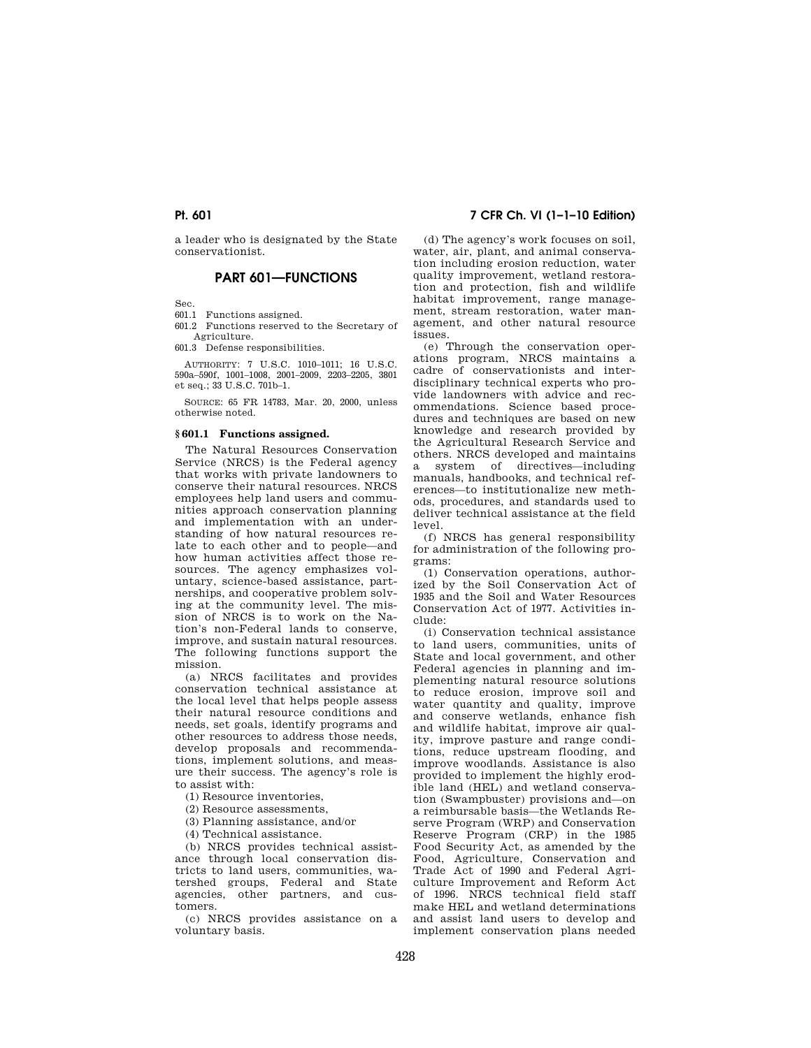a leader who is designated by the State conservationist.

## PART 601—FUNCTIONS

Sec.
601.1 Functions assigned.
601.2 Functions reserved to the Secretary of Agriculture.
601.3 Defense responsibilities.

AUTHORITY: 7 U.S.C. 1010–1011; 16 U.S.C. 590a–590f, 1001–1008, 2001–2009, 2203–2205, 3801 et seq.; 33 U.S.C. 701b–1.

SOURCE: 65 FR 14783, Mar. 20, 2000, unless otherwise noted.

### § 601.1 Functions assigned.

The Natural Resources Conservation Service (NRCS) is the Federal agency that works with private landowners to conserve their natural resources. NRCS employees help land users and communities approach conservation planning and implementation with an understanding of how natural resources relate to each other and to people—and how human activities affect those resources. The agency emphasizes voluntary, science-based assistance, partnerships, and cooperative problem solving at the community level. The mission of NRCS is to work on the Nation's non-Federal lands to conserve, improve, and sustain natural resources. The following functions support the mission.

(a) NRCS facilitates and provides conservation technical assistance at the local level that helps people assess their natural resource conditions and needs, set goals, identify programs and other resources to address those needs, develop proposals and recommendations, implement solutions, and measure their success. The agency's role is to assist with:

(1) Resource inventories,

(2) Resource assessments,

(3) Planning assistance, and/or

(4) Technical assistance.

(b) NRCS provides technical assistance through local conservation districts to land users, communities, watershed groups, Federal and State agencies, other partners, and customers.

(c) NRCS provides assistance on a voluntary basis.

(d) The agency's work focuses on soil, water, air, plant, and animal conservation including erosion reduction, water quality improvement, wetland restoration and protection, fish and wildlife habitat improvement, range management, stream restoration, water management, and other natural resource issues.

(e) Through the conservation operations program, NRCS maintains a cadre of conservationists and interdisciplinary technical experts who provide landowners with advice and recommendations. Science based procedures and techniques are based on new knowledge and research provided by the Agricultural Research Service and others. NRCS developed and maintains a system of directives—including manuals, handbooks, and technical references—to institutionalize new methods, procedures, and standards used to deliver technical assistance at the field level.

(f) NRCS has general responsibility for administration of the following programs:

(1) Conservation operations, authorized by the Soil Conservation Act of 1935 and the Soil and Water Resources Conservation Act of 1977. Activities include:

(i) Conservation technical assistance to land users, communities, units of State and local government, and other Federal agencies in planning and implementing natural resource solutions to reduce erosion, improve soil and water quantity and quality, improve and conserve wetlands, enhance fish and wildlife habitat, improve air quality, improve pasture and range conditions, reduce upstream flooding, and improve woodlands. Assistance is also provided to implement the highly erodible land (HEL) and wetland conservation (Swampbuster) provisions and—on a reimbursable basis—the Wetlands Reserve Program (WRP) and Conservation Reserve Program (CRP) in the 1985 Food Security Act, as amended by the Food, Agriculture, Conservation and Trade Act of 1990 and Federal Agriculture Improvement and Reform Act of 1996. NRCS technical field staff make HEL and wetland determinations and assist land users to develop and implement conservation plans needed